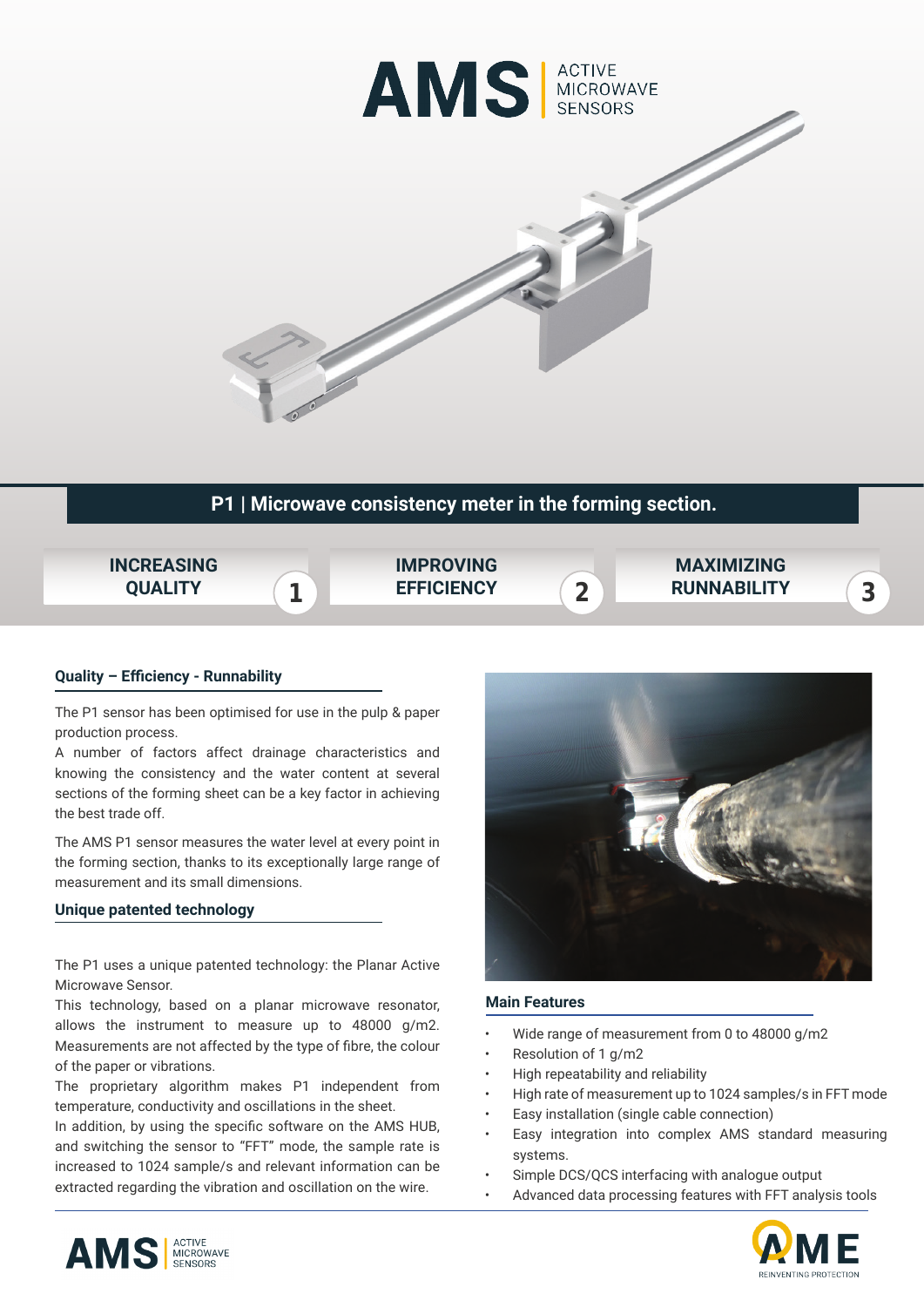AMS | ACTIVE MICROWAVE SENSORS

# P1 | Microwave consistency meter in the forming section.

**INCREASING QUALITY** 1

**IMPROVING EFFICIENCY** 2

**MAXIMIZING RUNNABILITY** 3

## Quality – Efficiency - Runnability

The P1 sensor has been optimised for use in the pulp & paper production process.
A number of factors affect drainage characteristics and knowing the consistency and the water content at several sections of the forming sheet can be a key factor in achieving the best trade off.

The AMS P1 sensor measures the water level at every point in the forming section, thanks to its exceptionally large range of measurement and its small dimensions.

## Unique patented technology

The P1 uses a unique patented technology: the Planar Active Microwave Sensor.
This technology, based on a planar microwave resonator, allows the instrument to measure up to 48000 g/m2. Measurements are not affected by the type of fibre, the colour of the paper or vibrations.
The proprietary algorithm makes P1 independent from temperature, conductivity and oscillations in the sheet.
In addition, by using the specific software on the AMS HUB, and switching the sensor to "FFT" mode, the sample rate is increased to 1024 sample/s and relevant information can be extracted regarding the vibration and oscillation on the wire.

## Main Features

- Wide range of measurement from 0 to 48000 g/m2
- Resolution of 1 g/m2
- High repeatability and reliability
- High rate of measurement up to 1024 samples/s in FFT mode
- Easy installation (single cable connection)
- Easy integration into complex AMS standard measuring systems.
- Simple DCS/QCS interfacing with analogue output
- Advanced data processing features with FFT analysis tools

AMS | ACTIVE MICROWAVE SENSORS

AME REINVENTING PROTECTION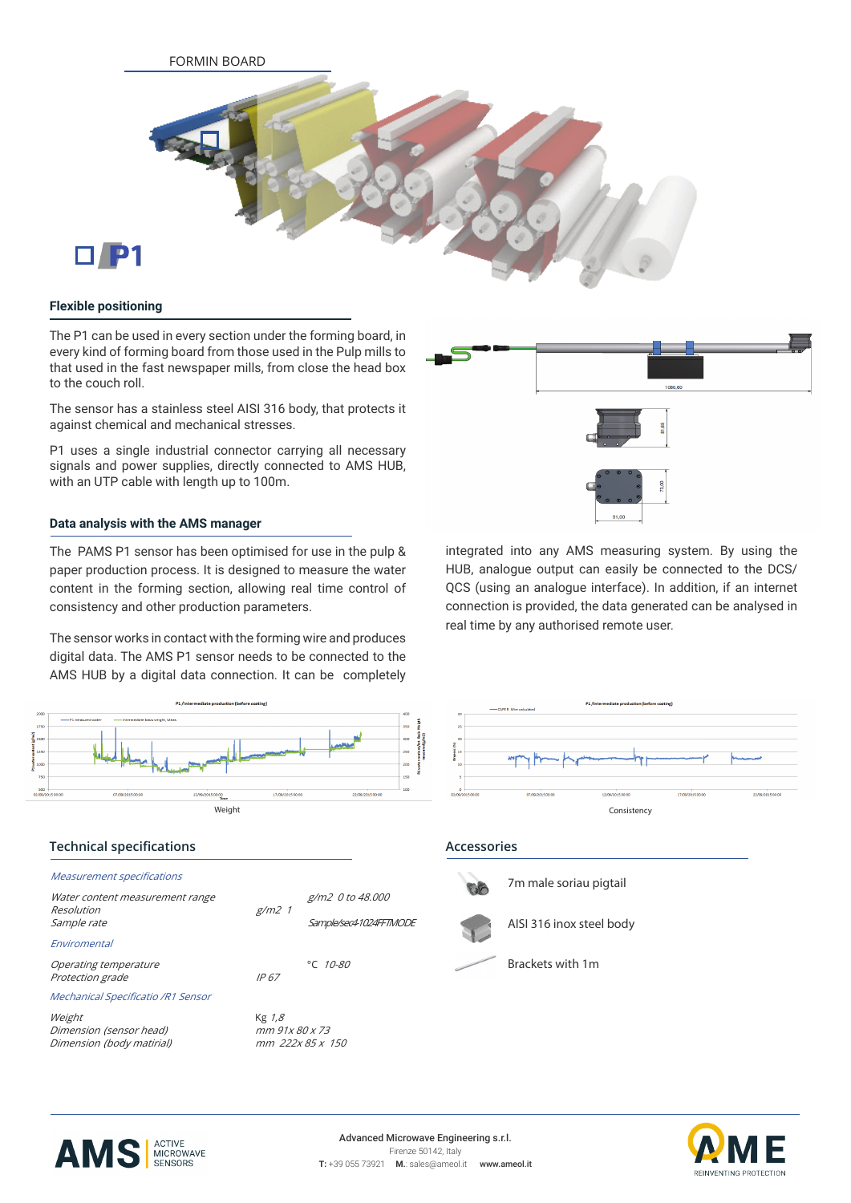FORMIN BOARD

P1

### Flexible positioning

The P1 can be used in every section under the forming board, in every kind of forming board from those used in the Pulp mills to that used in the fast newspaper mills, from close the head box to the couch roll.

The sensor has a stainless steel AISI 316 body, that protects it against chemical and mechanical stresses.

P1 uses a single industrial connector carrying all necessary signals and power supplies, directly connected to AMS HUB, with an UTP cable with length up to 100m.

1066,60

81,85

73,00

91,00

### Data analysis with the AMS manager

The PAMS P1 sensor has been optimised for use in the pulp & paper production process. It is designed to measure the water content in the forming section, allowing real time control of consistency and other production parameters.

The sensor works in contact with the forming wire and produces digital data. The AMS P1 sensor needs to be connected to the AMS HUB by a digital data connection. It can be completely integrated into any AMS measuring system. By using the HUB, analogue output can easily be connected to the DCS/ QCS (using an analogue interface). In addition, if an internet connection is provided, the data generated can be analysed in real time by any authorised remote user.

P1 /intermediate production (before coating)

Weight

P1 /intermediate production (before coating)

Consistency

### Technical specifications

*Measurement specifications*

| | | |
|---|---|---|
| *Water content measurement range* | | *g/m2 0 to 48.000* |
| *Resolution* | *g/m2 1* | |
| *Sample rate* | | *Sample/sec4-1024FFTMODE* |

*Enviromental*

| | | |
|---|---|---|
| *Operating temperature* | | °C *10-80* |
| *Protection grade* | *IP 67* | |

*Mechanical Specificatio /R1 Sensor*

| | |
|---|---|
| *Weight* | Kg *1,8* |
| *Dimension (sensor head)* | *mm 91x 80 x 73* |
| *Dimension (body matiral)* | *mm 222x 85 x 150* |

### Accessories

- 7m male soriau pigtail
- AISI 316 inox steel body
- Brackets with 1m

AMS | ACTIVE MICROWAVE SENSORS

**Advanced Microwave Engineering s.r.l.**
Firenze 50142, Italy
**T:** +39 055 73921 **M.**: sales@ameol.it **www.ameol.it**

AME REINVENTING PROTECTION